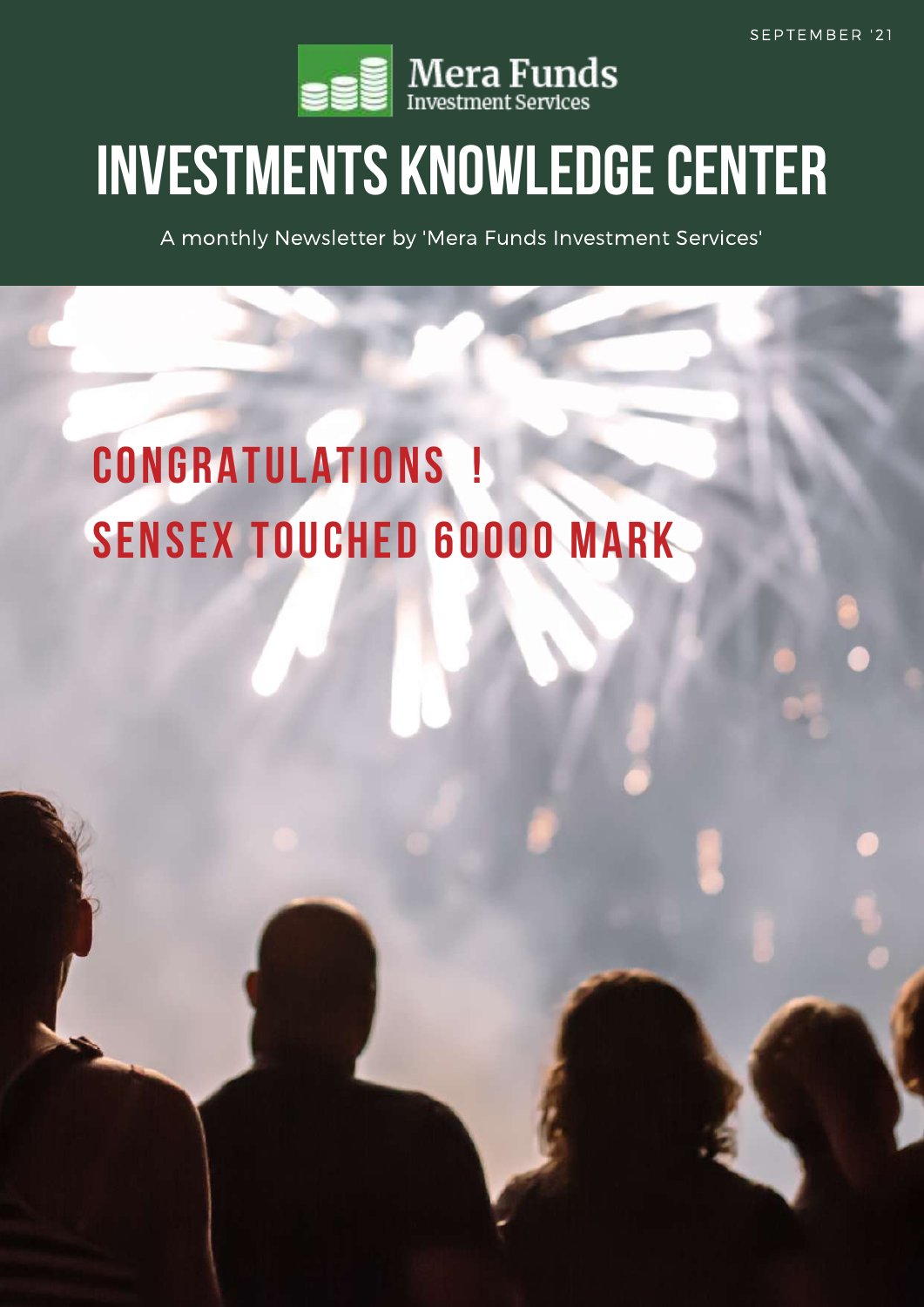SEPTEMBER '21

Mera Funds
Investment Services

# INVESTMENTS KNOWLEDGE CENTER

A monthly Newsletter by 'Mera Funds Investment Services'

## CONGRATULATIONS !
## SENSEX TOUCHED 60000 MARK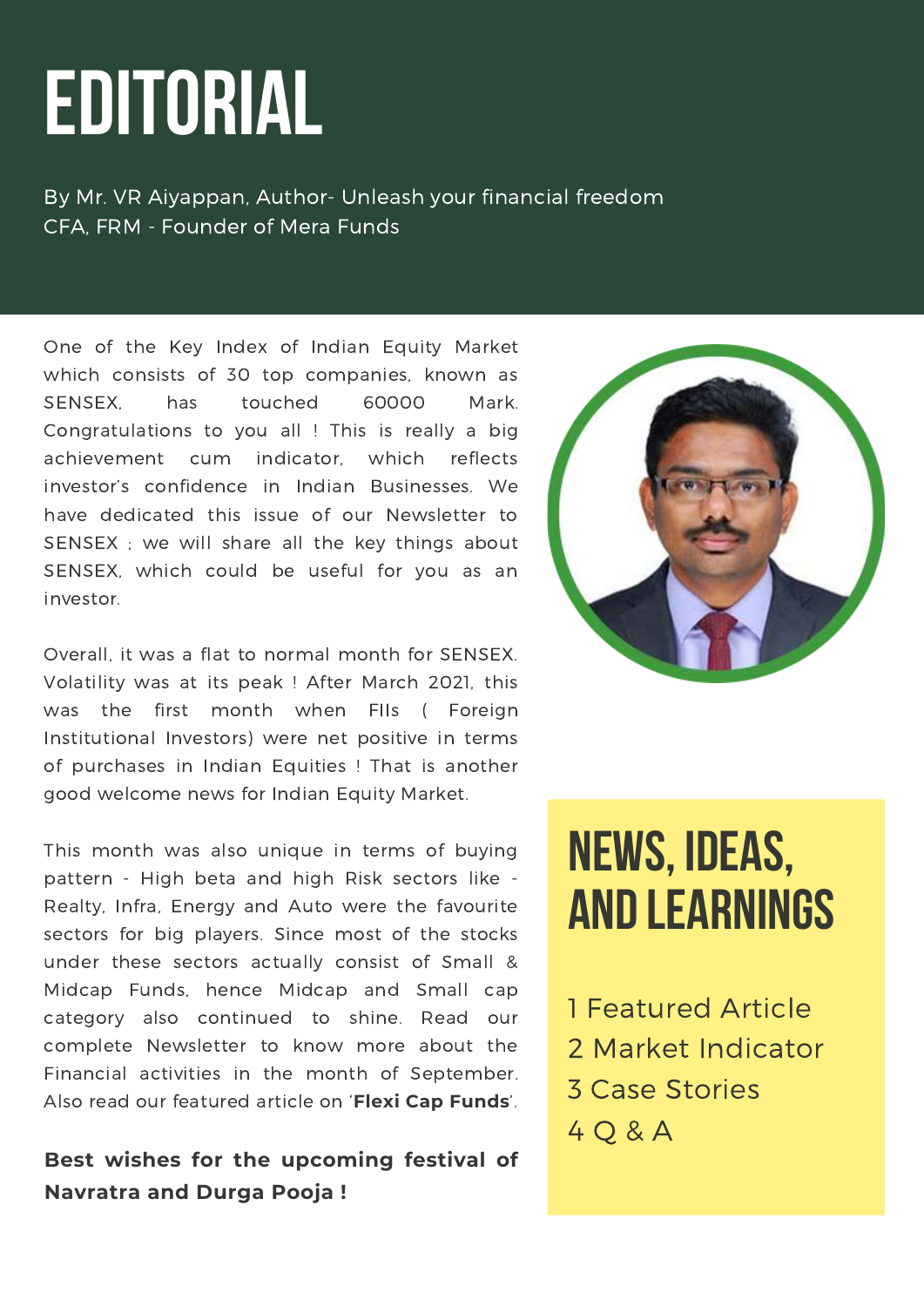# EDITORIAL

By Mr. VR Aiyappan, Author- Unleash your financial freedom
CFA, FRM - Founder of Mera Funds

One of the Key Index of Indian Equity Market which consists of 30 top companies, known as SENSEX, has touched 60000 Mark. Congratulations to you all ! This is really a big achievement cum indicator, which reflects investor's confidence in Indian Businesses. We have dedicated this issue of our Newsletter to SENSEX ; we will share all the key things about SENSEX, which could be useful for you as an investor.

Overall, it was a flat to normal month for SENSEX. Volatility was at its peak ! After March 2021, this was the first month when FIIs ( Foreign Institutional Investors) were net positive in terms of purchases in Indian Equities ! That is another good welcome news for Indian Equity Market.

This month was also unique in terms of buying pattern - High beta and high Risk sectors like - Realty, Infra, Energy and Auto were the favourite sectors for big players. Since most of the stocks under these sectors actually consist of Small & Midcap Funds, hence Midcap and Small cap category also continued to shine. Read our complete Newsletter to know more about the Financial activities in the month of September. Also read our featured article on '**Flexi Cap Funds**'.

**Best wishes for the upcoming festival of Navratra and Durga Pooja !**

## NEWS, IDEAS, AND LEARNINGS

1 Featured Article
2 Market Indicator
3 Case Stories
4 Q & A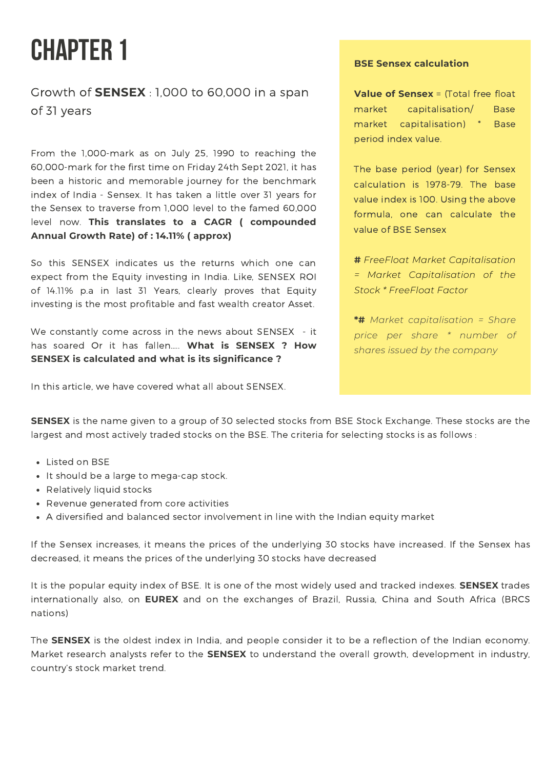# CHAPTER 1

## Growth of **SENSEX** : 1,000 to 60,000 in a span of 31 years

From the 1,000-mark as on July 25, 1990 to reaching the 60,000-mark for the first time on Friday 24th Sept 2021, it has been a historic and memorable journey for the benchmark index of India - Sensex. It has taken a little over 31 years for the Sensex to traverse from 1,000 level to the famed 60,000 level now. **This translates to a CAGR ( compounded Annual Growth Rate) of : 14.11% ( approx)**

So this SENSEX indicates us the returns which one can expect from the Equity investing in India. Like, SENSEX ROI of 14.11% p.a in last 31 Years, clearly proves that Equity investing is the most profitable and fast wealth creator Asset.

We constantly come across in the news about SENSEX - it has soared Or it has fallen..... **What is SENSEX ? How SENSEX is calculated and what is its significance ?**

In this article, we have covered what all about SENSEX.

**BSE Sensex calculation**

**Value of Sensex** = (Total free float market capitalisation/ Base market capitalisation) * Base period index value.

The base period (year) for Sensex calculation is 1978-79. The base value index is 100. Using the above formula, one can calculate the value of BSE Sensex

**#** *FreeFloat Market Capitalisation = Market Capitalisation of the Stock * FreeFloat Factor*

**\*#** *Market capitalisation = Share price per share * number of shares issued by the company*

**SENSEX** is the name given to a group of 30 selected stocks from BSE Stock Exchange. These stocks are the largest and most actively traded stocks on the BSE. The criteria for selecting stocks is as follows :

- Listed on BSE
- It should be a large to mega-cap stock.
- Relatively liquid stocks
- Revenue generated from core activities
- A diversified and balanced sector involvement in line with the Indian equity market

If the Sensex increases, it means the prices of the underlying 30 stocks have increased. If the Sensex has decreased, it means the prices of the underlying 30 stocks have decreased

It is the popular equity index of BSE. It is one of the most widely used and tracked indexes. **SENSEX** trades internationally also, on **EUREX** and on the exchanges of Brazil, Russia, China and South Africa (BRCS nations)

The **SENSEX** is the oldest index in India, and people consider it to be a reflection of the Indian economy. Market research analysts refer to the **SENSEX** to understand the overall growth, development in industry, country's stock market trend.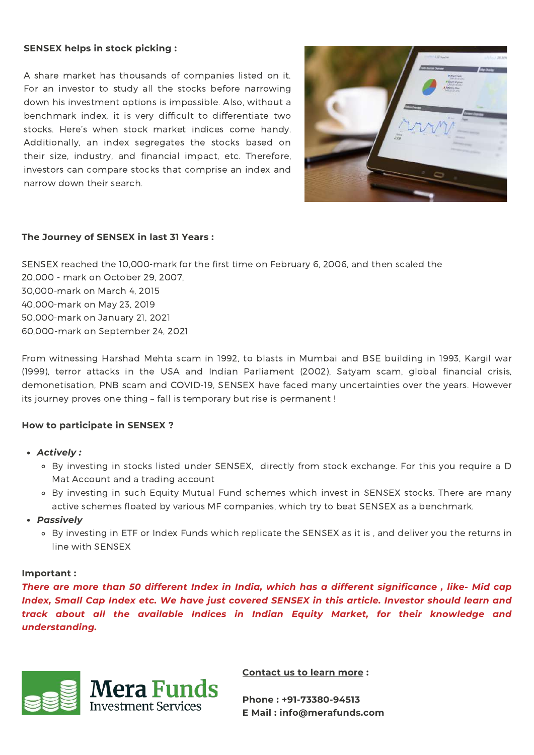**SENSEX helps in stock picking :**

A share market has thousands of companies listed on it. For an investor to study all the stocks before narrowing down his investment options is impossible. Also, without a benchmark index, it is very difficult to differentiate two stocks. Here's when stock market indices come handy. Additionally, an index segregates the stocks based on their size, industry, and financial impact, etc. Therefore, investors can compare stocks that comprise an index and narrow down their search.

**The Journey of SENSEX in last 31 Years :**

SENSEX reached the 10,000-mark for the first time on February 6, 2006, and then scaled the
20,000 - mark on October 29, 2007,
30,000-mark on March 4, 2015
40,000-mark on May 23, 2019
50,000-mark on January 21, 2021
60,000-mark on September 24, 2021

From witnessing Harshad Mehta scam in 1992, to blasts in Mumbai and BSE building in 1993, Kargil war (1999), terror attacks in the USA and Indian Parliament (2002), Satyam scam, global financial crisis, demonetisation, PNB scam and COVID-19, SENSEX have faced many uncertainties over the years. However its journey proves one thing – fall is temporary but rise is permanent !

**How to participate in SENSEX ?**

- ***Actively :***
  - By investing in stocks listed under SENSEX, directly from stock exchange. For this you require a D Mat Account and a trading account
  - By investing in such Equity Mutual Fund schemes which invest in SENSEX stocks. There are many active schemes floated by various MF companies, which try to beat SENSEX as a benchmark.
- ***Passively***
  - By investing in ETF or Index Funds which replicate the SENSEX as it is , and deliver you the returns in line with SENSEX

**Important :**

***There are more than 50 different Index in India, which has a different significance , like- Mid cap Index, Small Cap Index etc. We have just covered SENSEX in this article. Investor should learn and track about all the available Indices in Indian Equity Market, for their knowledge and understanding.***

Mera Funds
Investment Services

**Contact us to learn more :**

**Phone : +91-73380-94513**
**E Mail : info@merafunds.com**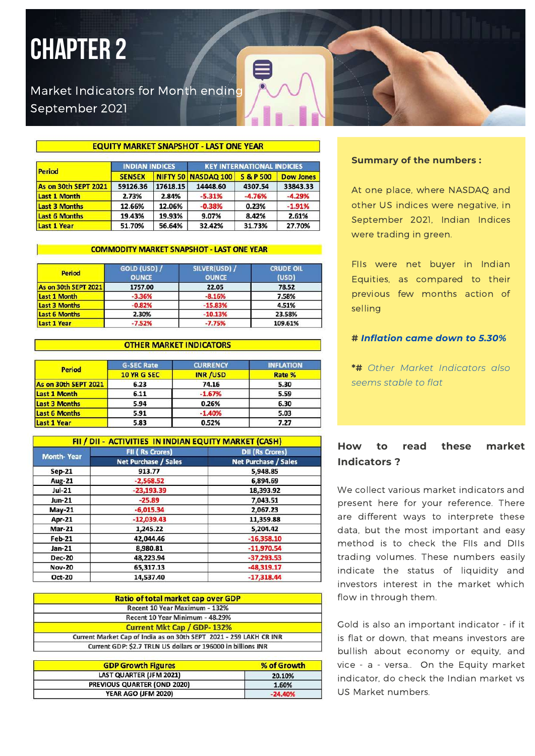# CHAPTER 2

Market Indicators for Month ending September 2021

**EQUITY MARKET SNAPSHOT - LAST ONE YEAR**

| Period | INDIAN INDICES | | KEY INTERNATIONAL INDICIES | | |
|---|---|---|---|---|---|
| | SENSEX | NIFTY 50 | NASDAQ 100 | S & P 500 | Dow Jones |
| As on 30th SEPT 2021 | 59126.36 | 17618.15 | 14448.60 | 4307.54 | 33843.33 |
| Last 1 Month | 2.73% | 2.84% | -5.31% | -4.76% | -4.29% |
| Last 3 Months | 12.66% | 12.06% | -0.38% | 0.23% | -1.91% |
| Last 6 Months | 19.43% | 19.93% | 9.07% | 8.42% | 2.61% |
| Last 1 Year | 51.70% | 56.64% | 32.42% | 31.73% | 27.70% |

**COMMODITY MARKET SNAPSHOT - LAST ONE YEAR**

| Period | GOLD (USD) / OUNCE | SILVER(USD) / OUNCE | CRUDE OIL (USD) |
|---|---|---|---|
| As on 30th SEPT 2021 | 1757.00 | 22.05 | 78.52 |
| Last 1 Month | -3.36% | -8.16% | 7.58% |
| Last 3 Months | -0.82% | -15.83% | 4.51% |
| Last 6 Months | 2.30% | -10.13% | 23.58% |
| Last 1 Year | -7.52% | -7.75% | 109.61% |

**OTHER MARKET INDICATORS**

| Period | G-SEC Rate | CURRENCY | INFLATION |
|---|---|---|---|
| | 10 YR G SEC | INR /USD | Rate % |
| As on 30th SEPT 2021 | 6.23 | 74.16 | 5.30 |
| Last 1 Month | 6.11 | -1.67% | 5.59 |
| Last 3 Months | 5.94 | 0.26% | 6.30 |
| Last 6 Months | 5.91 | -1.40% | 5.03 |
| Last 1 Year | 5.83 | 0.52% | 7.27 |

**FII / DII - ACTIVITIES IN INDIAN EQUITY MARKET (CASH)**

| Month- Year | FII ( Rs Crores) | DII (Rs Crores) |
|---|---|---|
| | Net Purchase / Sales | Net Purchase / Sales |
| Sep-21 | 913.77 | 5,948.85 |
| Aug-21 | -2,568.52 | 6,894.69 |
| Jul-21 | -23,193.39 | 18,393.92 |
| Jun-21 | -25.89 | 7,043.51 |
| May-21 | -6,015.34 | 2,067.23 |
| Apr-21 | -12,039.43 | 11,359.88 |
| Mar-21 | 1,245.22 | 5,204.42 |
| Feb-21 | 42,044.46 | -16,358.10 |
| Jan-21 | 8,980.81 | -11,970.54 |
| Dec-20 | 48,223.94 | -37,293.53 |
| Nov-20 | 65,317.13 | -48,319.17 |
| Oct-20 | 14,537.40 | -17,318.44 |

| Ratio of total market cap over GDP |
|---|
| Recent 10 Year Maximum - 132% |
| Recent 10 Year Minimum - 48.29% |
| **Current Mkt Cap / GDP- 132%** |
| Current Market Cap of India as on 30th SEPT 2021 - 259 LAKH CR INR |
| Current GDP: $2.7 TRLN US dollars or 196000 in billions INR |

| GDP Growth Figures | % of Growth |
|---|---|
| LAST QUARTER (JFM 2021) | 20.10% |
| PREVIOUS QUARTER (OND 2020) | 1.60% |
| YEAR AGO (JFM 2020) | -24.40% |

**Summary of the numbers :**

At one place, where NASDAQ and other US indices were negative, in September 2021, Indian Indices were trading in green.

FIIs were net buyer in Indian Equities, as compared to their previous few months action of selling

# ***Inflation came down to 5.30%***

*# *Other Market Indicators also seems stable to flat*

**How to read these market Indicators ?**

We collect various market indicators and present here for your reference. There are different ways to interprete these data, but the most important and easy method is to check the FIIs and DIIs trading volumes. These numbers easily indicate the status of liquidity and investors interest in the market which flow in through them.

Gold is also an important indicator - if it is flat or down, that means investors are bullish about economy or equity, and vice - a - versa.. On the Equity market indicator, do check the Indian market vs US Market numbers.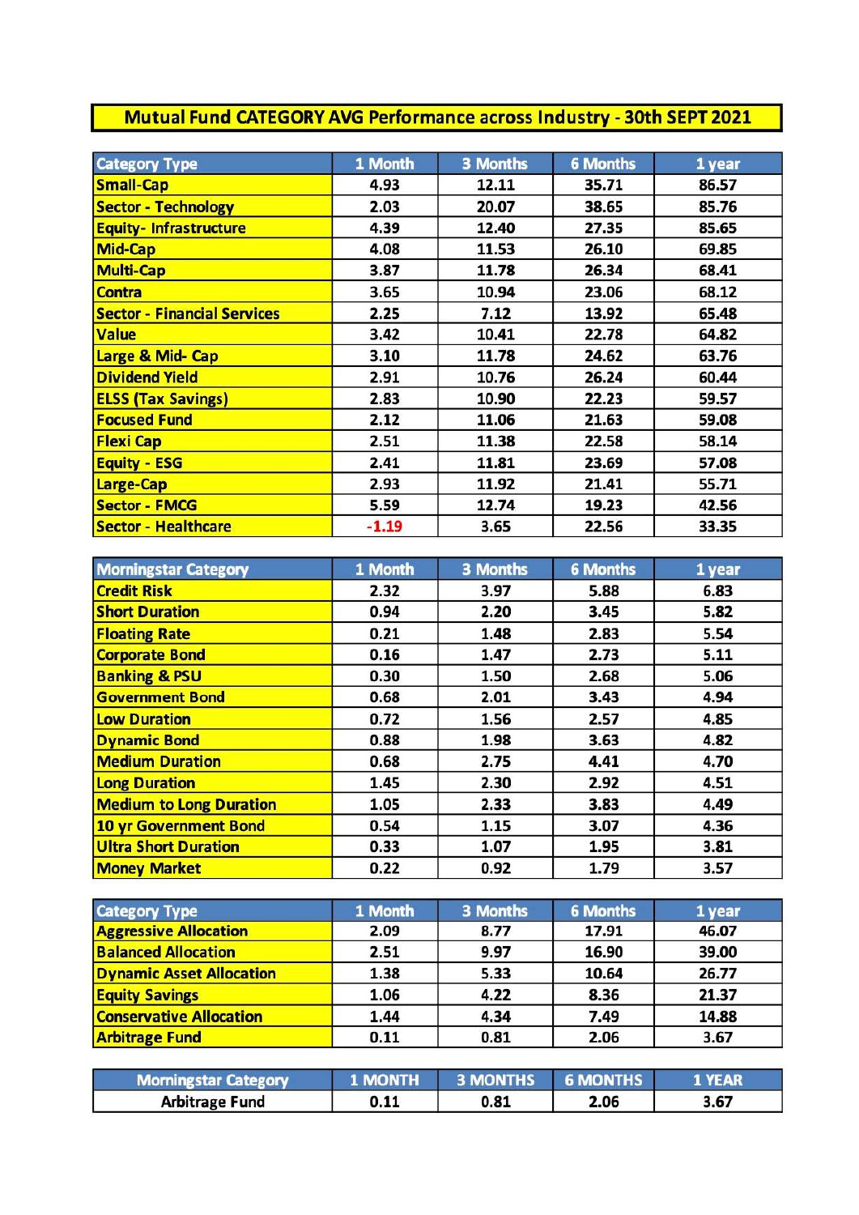## Mutual Fund CATEGORY AVG Performance across Industry - 30th SEPT 2021

| Category Type | 1 Month | 3 Months | 6 Months | 1 year |
|---|---|---|---|---|
| Small-Cap | 4.93 | 12.11 | 35.71 | 86.57 |
| Sector - Technology | 2.03 | 20.07 | 38.65 | 85.76 |
| Equity- Infrastructure | 4.39 | 12.40 | 27.35 | 85.65 |
| Mid-Cap | 4.08 | 11.53 | 26.10 | 69.85 |
| Multi-Cap | 3.87 | 11.78 | 26.34 | 68.41 |
| Contra | 3.65 | 10.94 | 23.06 | 68.12 |
| Sector - Financial Services | 2.25 | 7.12 | 13.92 | 65.48 |
| Value | 3.42 | 10.41 | 22.78 | 64.82 |
| Large & Mid- Cap | 3.10 | 11.78 | 24.62 | 63.76 |
| Dividend Yield | 2.91 | 10.76 | 26.24 | 60.44 |
| ELSS (Tax Savings) | 2.83 | 10.90 | 22.23 | 59.57 |
| Focused Fund | 2.12 | 11.06 | 21.63 | 59.08 |
| Flexi Cap | 2.51 | 11.38 | 22.58 | 58.14 |
| Equity - ESG | 2.41 | 11.81 | 23.69 | 57.08 |
| Large-Cap | 2.93 | 11.92 | 21.41 | 55.71 |
| Sector - FMCG | 5.59 | 12.74 | 19.23 | 42.56 |
| Sector - Healthcare | -1.19 | 3.65 | 22.56 | 33.35 |

| Morningstar Category | 1 Month | 3 Months | 6 Months | 1 year |
|---|---|---|---|---|
| Credit Risk | 2.32 | 3.97 | 5.88 | 6.83 |
| Short Duration | 0.94 | 2.20 | 3.45 | 5.82 |
| Floating Rate | 0.21 | 1.48 | 2.83 | 5.54 |
| Corporate Bond | 0.16 | 1.47 | 2.73 | 5.11 |
| Banking & PSU | 0.30 | 1.50 | 2.68 | 5.06 |
| Government Bond | 0.68 | 2.01 | 3.43 | 4.94 |
| Low Duration | 0.72 | 1.56 | 2.57 | 4.85 |
| Dynamic Bond | 0.88 | 1.98 | 3.63 | 4.82 |
| Medium Duration | 0.68 | 2.75 | 4.41 | 4.70 |
| Long Duration | 1.45 | 2.30 | 2.92 | 4.51 |
| Medium to Long Duration | 1.05 | 2.33 | 3.83 | 4.49 |
| 10 yr Government Bond | 0.54 | 1.15 | 3.07 | 4.36 |
| Ultra Short Duration | 0.33 | 1.07 | 1.95 | 3.81 |
| Money Market | 0.22 | 0.92 | 1.79 | 3.57 |

| Category Type | 1 Month | 3 Months | 6 Months | 1 year |
|---|---|---|---|---|
| Aggressive Allocation | 2.09 | 8.77 | 17.91 | 46.07 |
| Balanced Allocation | 2.51 | 9.97 | 16.90 | 39.00 |
| Dynamic Asset Allocation | 1.38 | 5.33 | 10.64 | 26.77 |
| Equity Savings | 1.06 | 4.22 | 8.36 | 21.37 |
| Conservative Allocation | 1.44 | 4.34 | 7.49 | 14.88 |
| Arbitrage Fund | 0.11 | 0.81 | 2.06 | 3.67 |

| Morningstar Category | 1 MONTH | 3 MONTHS | 6 MONTHS | 1 YEAR |
|---|---|---|---|---|
| Arbitrage Fund | 0.11 | 0.81 | 2.06 | 3.67 |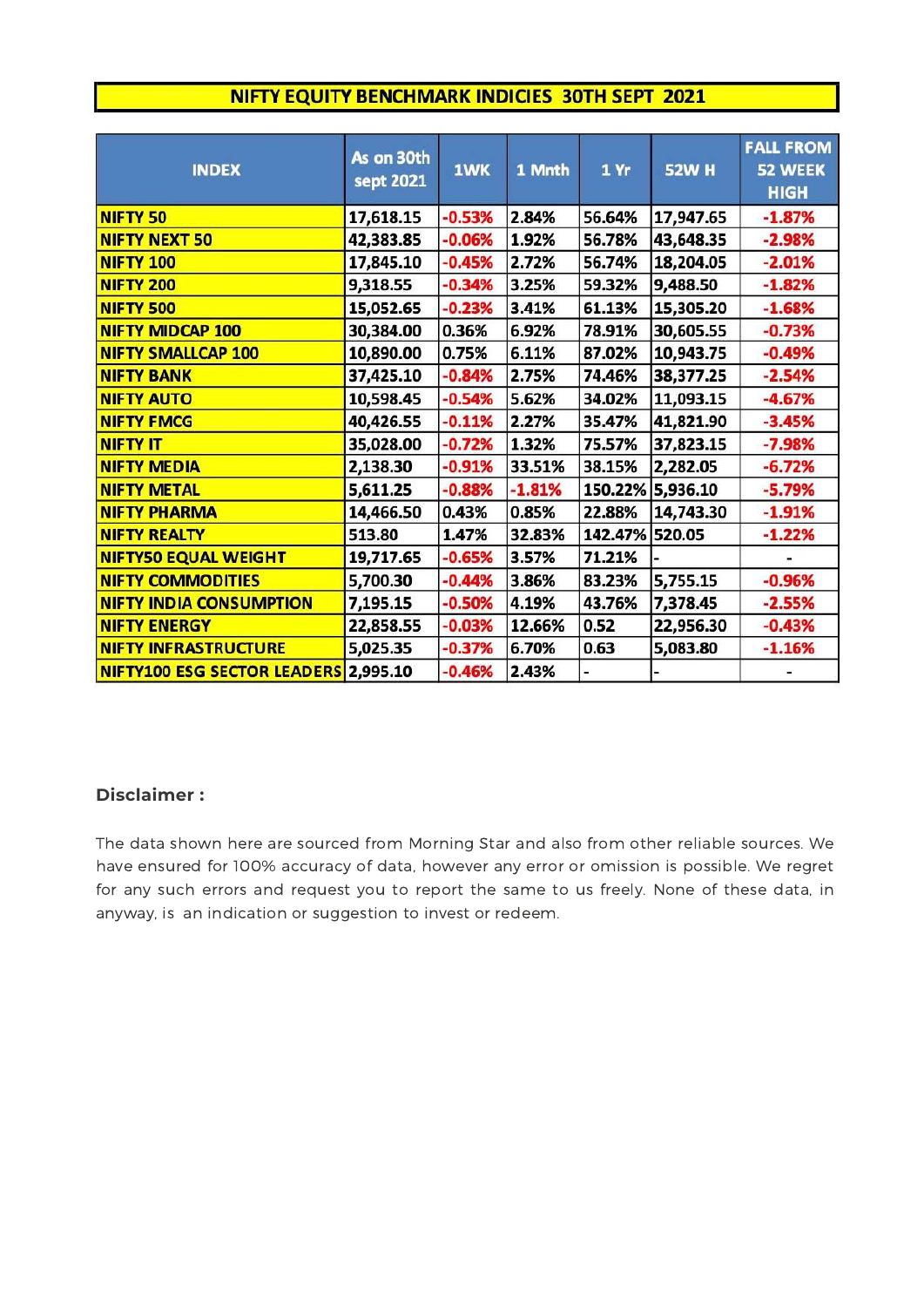# NIFTY EQUITY BENCHMARK INDICIES 30TH SEPT 2021

| INDEX | As on 30th sept 2021 | 1WK | 1 Mnth | 1 Yr | 52W H | FALL FROM 52 WEEK HIGH |
|---|---|---|---|---|---|---|
| NIFTY 50 | 17,618.15 | -0.53% | 2.84% | 56.64% | 17,947.65 | -1.87% |
| NIFTY NEXT 50 | 42,383.85 | -0.06% | 1.92% | 56.78% | 43,648.35 | -2.98% |
| NIFTY 100 | 17,845.10 | -0.45% | 2.72% | 56.74% | 18,204.05 | -2.01% |
| NIFTY 200 | 9,318.55 | -0.34% | 3.25% | 59.32% | 9,488.50 | -1.82% |
| NIFTY 500 | 15,052.65 | -0.23% | 3.41% | 61.13% | 15,305.20 | -1.68% |
| NIFTY MIDCAP 100 | 30,384.00 | 0.36% | 6.92% | 78.91% | 30,605.55 | -0.73% |
| NIFTY SMALLCAP 100 | 10,890.00 | 0.75% | 6.11% | 87.02% | 10,943.75 | -0.49% |
| NIFTY BANK | 37,425.10 | -0.84% | 2.75% | 74.46% | 38,377.25 | -2.54% |
| NIFTY AUTO | 10,598.45 | -0.54% | 5.62% | 34.02% | 11,093.15 | -4.67% |
| NIFTY FMCG | 40,426.55 | -0.11% | 2.27% | 35.47% | 41,821.90 | -3.45% |
| NIFTY IT | 35,028.00 | -0.72% | 1.32% | 75.57% | 37,823.15 | -7.98% |
| NIFTY MEDIA | 2,138.30 | -0.91% | 33.51% | 38.15% | 2,282.05 | -6.72% |
| NIFTY METAL | 5,611.25 | -0.88% | -1.81% | 150.22% | 5,936.10 | -5.79% |
| NIFTY PHARMA | 14,466.50 | 0.43% | 0.85% | 22.88% | 14,743.30 | -1.91% |
| NIFTY REALTY | 513.80 | 1.47% | 32.83% | 142.47% | 520.05 | -1.22% |
| NIFTY50 EQUAL WEIGHT | 19,717.65 | -0.65% | 3.57% | 71.21% | - | - |
| NIFTY COMMODITIES | 5,700.30 | -0.44% | 3.86% | 83.23% | 5,755.15 | -0.96% |
| NIFTY INDIA CONSUMPTION | 7,195.15 | -0.50% | 4.19% | 43.76% | 7,378.45 | -2.55% |
| NIFTY ENERGY | 22,858.55 | -0.03% | 12.66% | 0.52 | 22,956.30 | -0.43% |
| NIFTY INFRASTRUCTURE | 5,025.35 | -0.37% | 6.70% | 0.63 | 5,083.80 | -1.16% |
| NIFTY100 ESG SECTOR LEADERS | 2,995.10 | -0.46% | 2.43% | - | - | - |

**Disclaimer :**

The data shown here are sourced from Morning Star and also from other reliable sources. We have ensured for 100% accuracy of data, however any error or omission is possible. We regret for any such errors and request you to report the same to us freely. None of these data, in anyway, is an indication or suggestion to invest or redeem.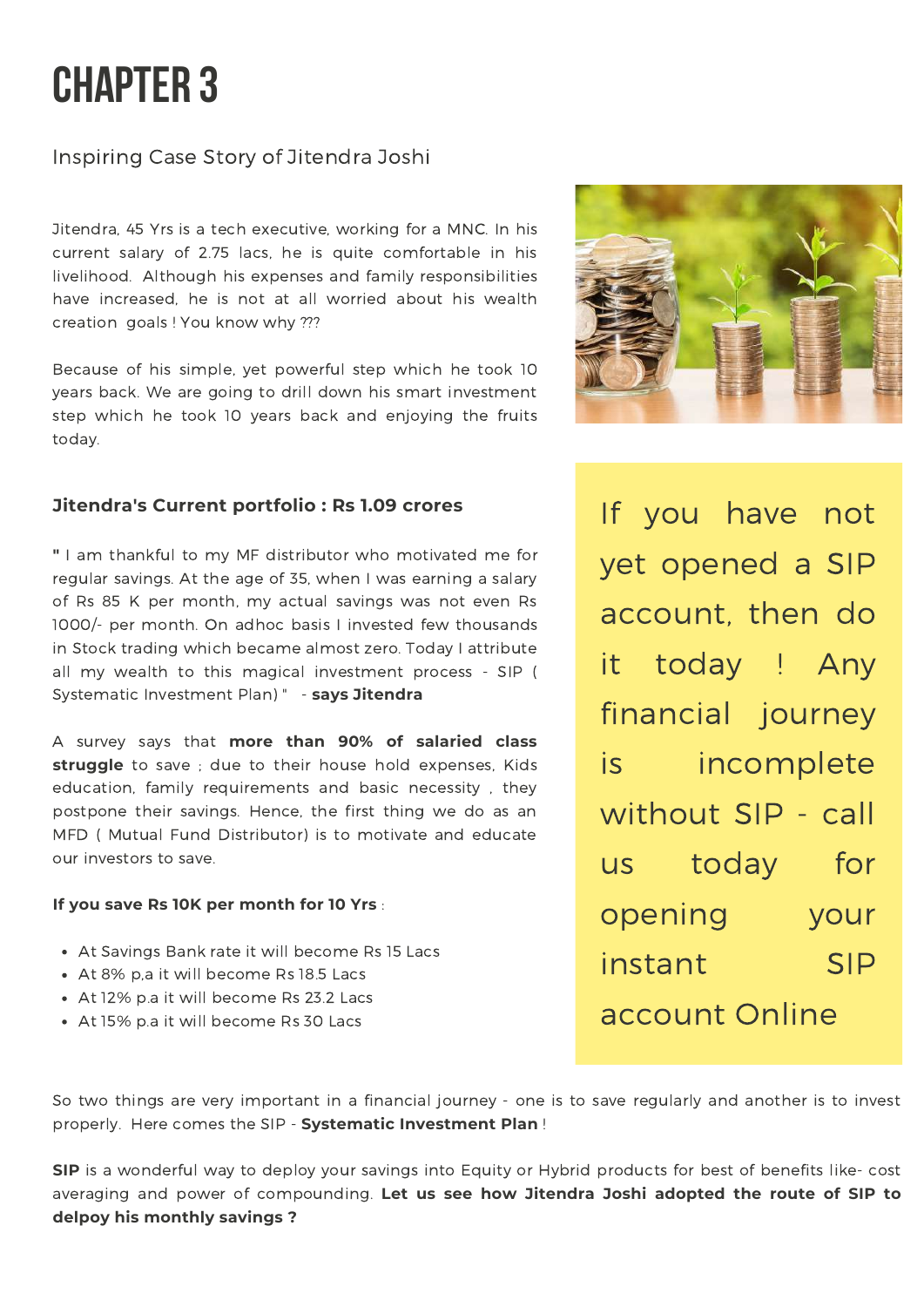# CHAPTER 3

Inspiring Case Story of Jitendra Joshi

Jitendra, 45 Yrs is a tech executive, working for a MNC. In his current salary of 2.75 lacs, he is quite comfortable in his livelihood. Although his expenses and family responsibilities have increased, he is not at all worried about his wealth creation goals ! You know why ???

Because of his simple, yet powerful step which he took 10 years back. We are going to drill down his smart investment step which he took 10 years back and enjoying the fruits today.

**Jitendra's Current portfolio : Rs 1.09 crores**

**"** I am thankful to my MF distributor who motivated me for regular savings. At the age of 35, when I was earning a salary of Rs 85 K per month, my actual savings was not even Rs 1000/- per month. On adhoc basis I invested few thousands in Stock trading which became almost zero. Today I attribute all my wealth to this magical investment process - SIP ( Systematic Investment Plan) " - **says Jitendra**

A survey says that **more than 90% of salaried class struggle** to save ; due to their house hold expenses, Kids education, family requirements and basic necessity , they postpone their savings. Hence, the first thing we do as an MFD ( Mutual Fund Distributor) is to motivate and educate our investors to save.

**If you save Rs 10K per month for 10 Yrs** :

- At Savings Bank rate it will become Rs 15 Lacs
- At 8% p.a it will become Rs 18.5 Lacs
- At 12% p.a it will become Rs 23.2 Lacs
- At 15% p.a it will become Rs 30 Lacs

If you have not yet opened a SIP account, then do it today ! Any financial journey is incomplete without SIP - call us today for opening your instant SIP account Online

So two things are very important in a financial journey - one is to save regularly and another is to invest properly. Here comes the SIP - **Systematic Investment Plan** !

**SIP** is a wonderful way to deploy your savings into Equity or Hybrid products for best of benefits like- cost averaging and power of compounding. **Let us see how Jitendra Joshi adopted the route of SIP to delpoy his monthly savings ?**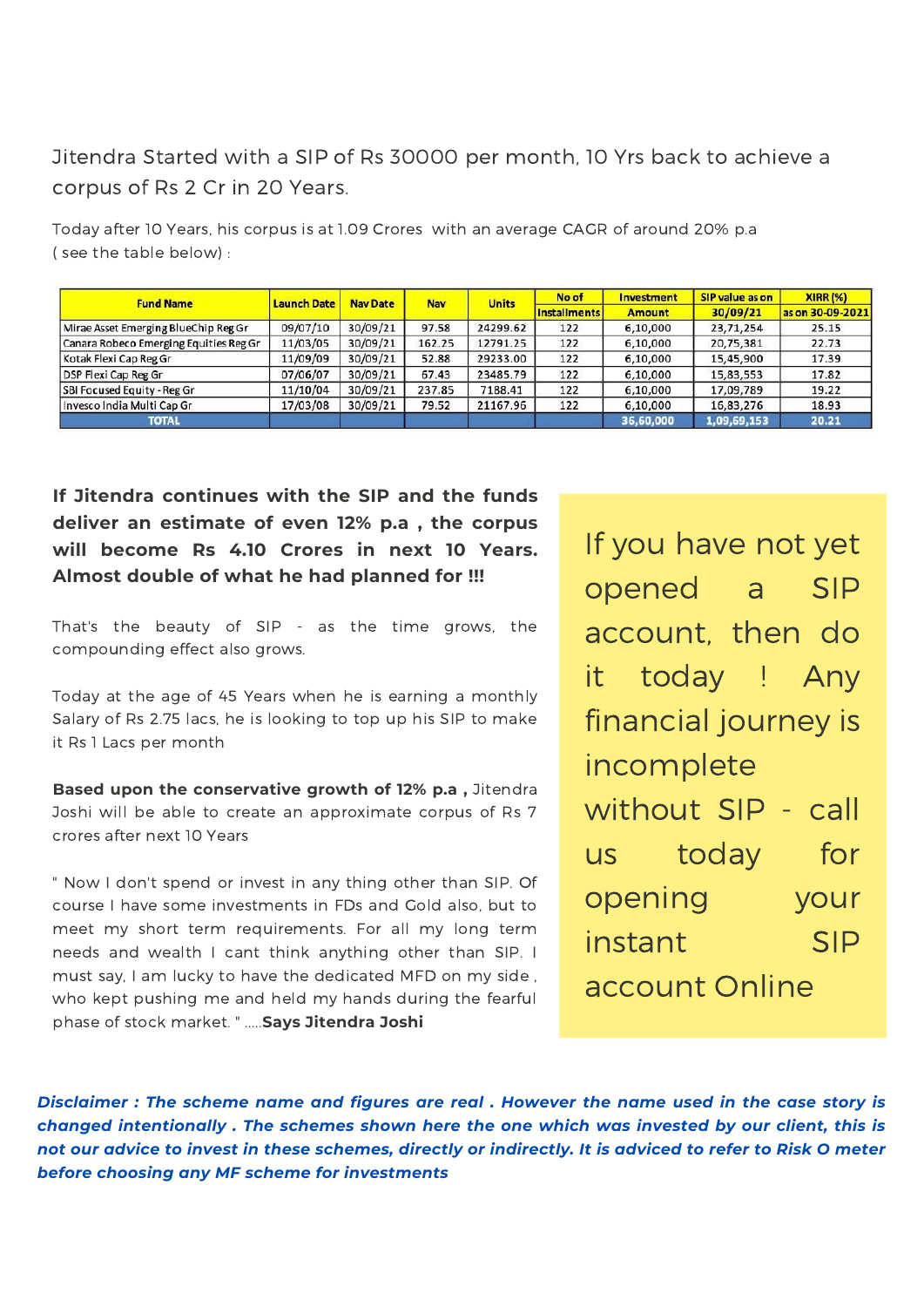Jitendra Started with a SIP of Rs 30000 per month, 10 Yrs back to achieve a corpus of Rs 2 Cr in 20 Years.

Today after 10 Years, his corpus is at 1.09 Crores with an average CAGR of around 20% p.a ( see the table below) :

| Fund Name | Launch Date | Nav Date | Nav | Units | No of Installments | Investment Amount | SIP value as on 30/09/21 | XIRR (%) as on 30-09-2021 |
|---|---|---|---|---|---|---|---|---|
| Mirae Asset Emerging BlueChip Reg Gr | 09/07/10 | 30/09/21 | 97.58 | 24299.62 | 122 | 6,10,000 | 23,71,254 | 25.15 |
| Canara Robeco Emerging Equities Reg Gr | 11/03/05 | 30/09/21 | 162.25 | 12791.25 | 122 | 6,10,000 | 20,75,381 | 22.73 |
| Kotak Flexi Cap Reg Gr | 11/09/09 | 30/09/21 | 52.88 | 29233.00 | 122 | 6,10,000 | 15,45,900 | 17.39 |
| DSP Flexi Cap Reg Gr | 07/06/07 | 30/09/21 | 67.43 | 23485.79 | 122 | 6,10,000 | 15,83,553 | 17.82 |
| SBI Focused Equity - Reg Gr | 11/10/04 | 30/09/21 | 237.85 | 7188.41 | 122 | 6,10,000 | 17,09,789 | 19.22 |
| Invesco India Multi Cap Gr | 17/03/08 | 30/09/21 | 79.52 | 21167.96 | 122 | 6,10,000 | 16,83,276 | 18.93 |
| **TOTAL** | | | | | | **36,60,000** | **1,09,69,153** | **20.21** |

**If Jitendra continues with the SIP and the funds deliver an estimate of even 12% p.a , the corpus will become Rs 4.10 Crores in next 10 Years. Almost double of what he had planned for !!!**

That's the beauty of SIP - as the time grows, the compounding effect also grows.

Today at the age of 45 Years when he is earning a monthly Salary of Rs 2.75 lacs, he is looking to top up his SIP to make it Rs 1 Lacs per month

**Based upon the conservative growth of 12% p.a ,** Jitendra Joshi will be able to create an approximate corpus of Rs 7 crores after next 10 Years

" Now I don't spend or invest in any thing other than SIP. Of course I have some investments in FDs and Gold also, but to meet my short term requirements. For all my long term needs and wealth I cant think anything other than SIP. I must say, I am lucky to have the dedicated MFD on my side , who kept pushing me and held my hands during the fearful phase of stock market. " .....**Says Jitendra Joshi**

If you have not yet opened a SIP account, then do it today ! Any financial journey is incomplete without SIP - call us today for opening your instant SIP account Online

***Disclaimer : The scheme name and figures are real . However the name used in the case story is changed intentionally . The schemes shown here the one which was invested by our client, this is not our advice to invest in these schemes, directly or indirectly. It is adviced to refer to Risk O meter before choosing any MF scheme for investments***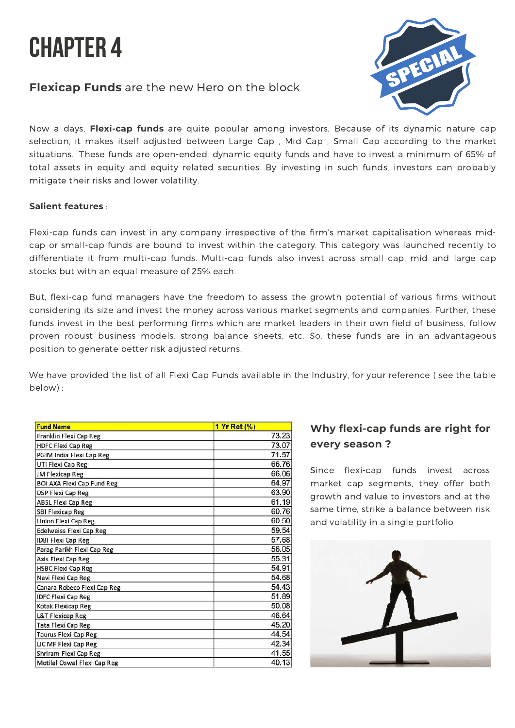# CHAPTER 4

## **Flexicap Funds** are the new Hero on the block

Now a days, **Flexi-cap funds** are quite popular among investors. Because of its dynamic nature cap selection, it makes itself adjusted between Large Cap , Mid Cap , Small Cap according to the market situations. These funds are open-ended, dynamic equity funds and have to invest a minimum of 65% of total assets in equity and equity related securities. By investing in such funds, investors can probably mitigate their risks and lower volatility.

**Salient features** :

Flexi-cap funds can invest in any company irrespective of the firm's market capitalisation whereas mid-cap or small-cap funds are bound to invest within the category. This category was launched recently to differentiate it from multi-cap funds. Multi-cap funds also invest across small cap, mid and large cap stocks but with an equal measure of 25% each.

But, flexi-cap fund managers have the freedom to assess the growth potential of various firms without considering its size and invest the money across various market segments and companies. Further, these funds invest in the best performing firms which are market leaders in their own field of business, follow proven robust business models, strong balance sheets, etc. So, these funds are in an advantageous position to generate better risk adjusted returns.

We have provided the list of all Flexi Cap Funds available in the Industry, for your reference ( see the table below) :

| Fund Name | 1 Yr Ret (%) |
|---|---|
| Franklin Flexi Cap Reg | 73.23 |
| HDFC Flexi Cap Reg | 73.07 |
| PGIM India Flexi Cap Reg | 71.57 |
| UTI Flexi Cap Reg | 66.76 |
| JM Flexicap Reg | 66.06 |
| BOI AXA Flexi Cap Fund Reg | 64.97 |
| DSP Flexi Cap Reg | 63.90 |
| ABSL Flexi Cap Reg | 61.19 |
| SBI Flexicap Reg | 60.76 |
| Union Flexi Cap Reg | 60.50 |
| Edelweiss Flexi Cap Reg | 59.54 |
| IDBI Flexi Cap Reg | 57.68 |
| Parag Parikh Flexi Cap Reg | 56.05 |
| Axis Flexi Cap Reg | 55.31 |
| HSBC Flexi Cap Reg | 54.91 |
| Navi Flexi Cap Reg | 54.68 |
| Canara Robeco Flexi Cap Reg | 54.43 |
| IDFC Flexi Cap Reg | 51.89 |
| Kotak Flexicap Reg | 50.08 |
| L&T Flexicap Reg | 46.64 |
| Tata Flexi Cap Reg | 45.20 |
| Taurus Flexi Cap Reg | 44.54 |
| LIC MF Flexi Cap Reg | 42.34 |
| Shriram Flexi Cap Reg | 41.55 |
| Motilal Oswal Flexi Cap Reg | 40.13 |

### Why flexi-cap funds are right for every season ?

Since flexi-cap funds invest across market cap segments, they offer both growth and value to investors and at the same time, strike a balance between risk and volatility in a single portfolio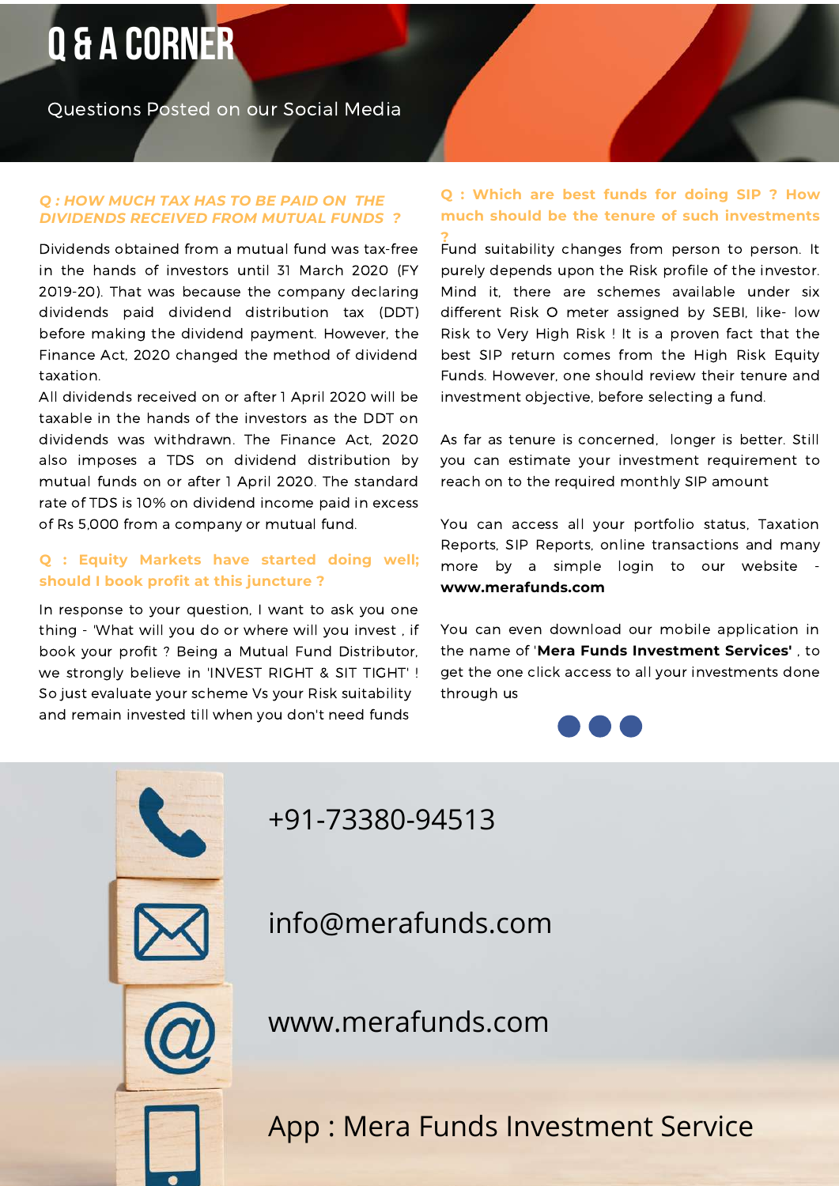# Q & A CORNER

Questions Posted on our Social Media

***Q : HOW MUCH TAX HAS TO BE PAID ON THE DIVIDENDS RECEIVED FROM MUTUAL FUNDS ?***

Dividends obtained from a mutual fund was tax-free in the hands of investors until 31 March 2020 (FY 2019-20). That was because the company declaring dividends paid dividend distribution tax (DDT) before making the dividend payment. However, the Finance Act, 2020 changed the method of dividend taxation.

All dividends received on or after 1 April 2020 will be taxable in the hands of the investors as the DDT on dividends was withdrawn. The Finance Act, 2020 also imposes a TDS on dividend distribution by mutual funds on or after 1 April 2020. The standard rate of TDS is 10% on dividend income paid in excess of Rs 5,000 from a company or mutual fund.

**Q : Equity Markets have started doing well; should I book profit at this juncture ?**

In response to your question, I want to ask you one thing - 'What will you do or where will you invest , if book your profit ? Being a Mutual Fund Distributor, we strongly believe in 'INVEST RIGHT & SIT TIGHT' ! So just evaluate your scheme Vs your Risk suitability and remain invested till when you don't need funds

**Q : Which are best funds for doing SIP ? How much should be the tenure of such investments ?**

Fund suitability changes from person to person. It purely depends upon the Risk profile of the investor. Mind it, there are schemes available under six different Risk O meter assigned by SEBI, like- low Risk to Very High Risk ! It is a proven fact that the best SIP return comes from the High Risk Equity Funds. However, one should review their tenure and investment objective, before selecting a fund.

As far as tenure is concerned, longer is better. Still you can estimate your investment requirement to reach on to the required monthly SIP amount

You can access all your portfolio status, Taxation Reports, SIP Reports, online transactions and many more by a simple login to our website - **www.merafunds.com**

You can even download our mobile application in the name of '**Mera Funds Investment Services'** , to get the one click access to all your investments done through us

+91-73380-94513

info@merafunds.com

www.merafunds.com

App : Mera Funds Investment Service